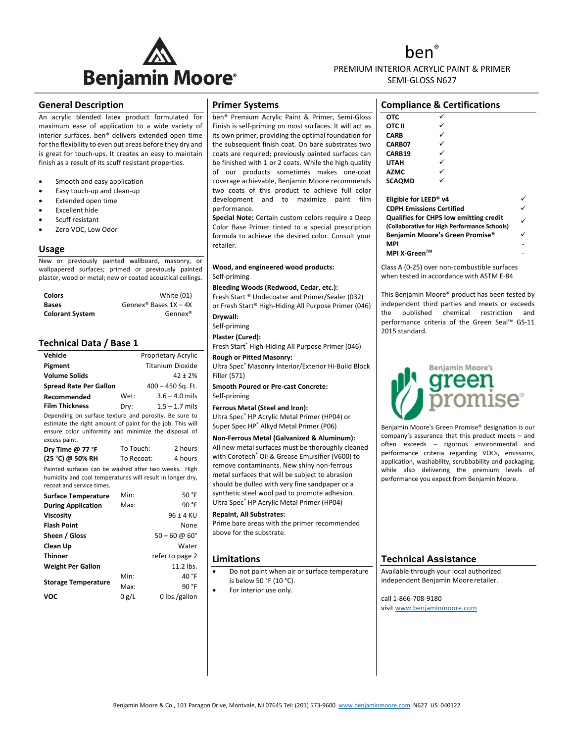# ben®

PREMIUM INTERIOR ACRYLIC PAINT & PRIMER
SEMI-GLOSS N627

## General Description

An acrylic blended latex product formulated for maximum ease of application to a wide variety of interior surfaces. ben® delivers extended open time for the flexibility to even out areas before they dry and is great for touch-ups. It creates an easy to maintain finish as a result of its scuff resistant properties.

- Smooth and easy application
- Easy touch-up and clean-up
- Extended open time
- Excellent hide
- Scuff resistant
- Zero VOC, Low Odor

## Usage

New or previously painted wallboard, masonry, or wallpapered surfaces; primed or previously painted plaster, wood or metal; new or coated acoustical ceilings.

| | |
|---|---|
| **Colors** | White (01) |
| **Bases** | Gennex® Bases 1X – 4X |
| **Colorant System** | Gennex® |

## Technical Data / Base 1

| | | |
|---|---|---|
| **Vehicle** | | Proprietary Acrylic |
| **Pigment** | | Titanium Dioxide |
| **Volume Solids** | | 42 ± 2% |
| **Spread Rate Per Gallon** | | 400 – 450 Sq. Ft. |
| **Recommended** | Wet: | 3.6 – 4.0 mils |
| **Film Thickness** | Dry: | 1.5 – 1.7 mils |

Depending on surface texture and porosity. Be sure to estimate the right amount of paint for the job. This will ensure color uniformity and minimize the disposal of excess paint.

| | | |
|---|---|---|
| **Dry Time @ 77 °F** | To Touch: | 2 hours |
| **(25 °C) @ 50% RH** | To Recoat: | 4 hours |

Painted surfaces can be washed after two weeks. High humidity and cool temperatures will result in longer dry, recoat and service times.

| | | |
|---|---|---|
| **Surface Temperature** | Min: | 50 °F |
| **During Application** | Max: | 90 °F |
| **Viscosity** | | 96 ± 4 KU |
| **Flash Point** | | None |
| **Sheen / Gloss** | | 50 – 60 @ 60° |
| **Clean Up** | | Water |
| **Thinner** | | refer to page 2 |
| **Weight Per Gallon** | | 11.2 lbs. |
| **Storage Temperature** | Min: | 40 °F |
| | Max: | 90 °F |
| **VOC** | 0 g/L | 0 lbs./gallon |

## Primer Systems

ben® Premium Acrylic Paint & Primer, Semi-Gloss Finish is self-priming on most surfaces. It will act as its own primer, providing the optimal foundation for the subsequent finish coat. On bare substrates two coats are required; previously painted surfaces can be finished with 1 or 2 coats. While the high quality of our products sometimes makes one-coat coverage achievable, Benjamin Moore recommends two coats of this product to achieve full color development and to maximize paint film performance.

**Special Note:** Certain custom colors require a Deep Color Base Primer tinted to a special prescription formula to achieve the desired color. Consult your retailer.

**Wood, and engineered wood products:**
Self-priming

**Bleeding Woods (Redwood, Cedar, etc.):**
Fresh Start ® Undecoater and Primer/Sealer (032) or Fresh Start® High-Hiding All Purpose Primer (046)

**Drywall:**
Self-priming

**Plaster (Cured):**
Fresh Start® High-Hiding All Purpose Primer (046)

**Rough or Pitted Masonry:**
Ultra Spec® Masonry Interior/Exterior Hi-Build Block Filler (571)

**Smooth Poured or Pre-cast Concrete:**
Self-priming

**Ferrous Metal (Steel and Iron):**
Ultra Spec® HP Acrylic Metal Primer (HP04) or Super Spec HP® Alkyd Metal Primer (P06)

**Non-Ferrous Metal (Galvanized & Aluminum):**
All new metal surfaces must be thoroughly cleaned with Corotech® Oil & Grease Emulsifier (V600) to remove contaminants. New shiny non-ferrous metal surfaces that will be subject to abrasion should be dulled with very fine sandpaper or a synthetic steel wool pad to promote adhesion. Ultra Spec® HP Acrylic Metal Primer (HP04)

**Repaint, All Substrates:**
Prime bare areas with the primer recommended above for the substrate.

## Limitations

- Do not paint when air or surface temperature is below 50 °F (10 °C).
- For interior use only.

## Compliance & Certifications

| | |
|---|---|
| **OTC** | ✓ |
| **OTC II** | ✓ |
| **CARB** | ✓ |
| **CARB07** | ✓ |
| **CARB19** | ✓ |
| **UTAH** | ✓ |
| **AZMC** | ✓ |
| **SCAQMD** | ✓ |

| | |
|---|---|
| **Eligible for LEED® v4** | ✓ |
| **CDPH Emissions Certified** | ✓ |
| **Qualifies for CHPS low emitting credit (Collaborative for High Performance Schools)** | ✓ |
| **Benjamin Moore's Green Promise®** | ✓ |
| **MPI** | - |
| **MPI X-Green™** | - |

Class A (0-25) over non-combustible surfaces when tested in accordance with ASTM E-84

This Benjamin Moore® product has been tested by independent third parties and meets or exceeds the published chemical restriction and performance criteria of the Green Seal™ GS-11 2015 standard.

Benjamin Moore's green promise®

Benjamin Moore's Green Promise® designation is our company's assurance that this product meets – and often exceeds – rigorous environmental and performance criteria regarding VOCs, emissions, application, washability, scrubbability and packaging, while also delivering the premium levels of performance you expect from Benjamin Moore.

## Technical Assistance

Available through your local authorized independent Benjamin Moore retailer.

call 1-866-708-9180
visit www.benjaminmoore.com

Benjamin Moore & Co., 101 Paragon Drive, Montvale, NJ 07645 Tel: (201) 573-9600 www.benjaminmoore.com N627 US 040122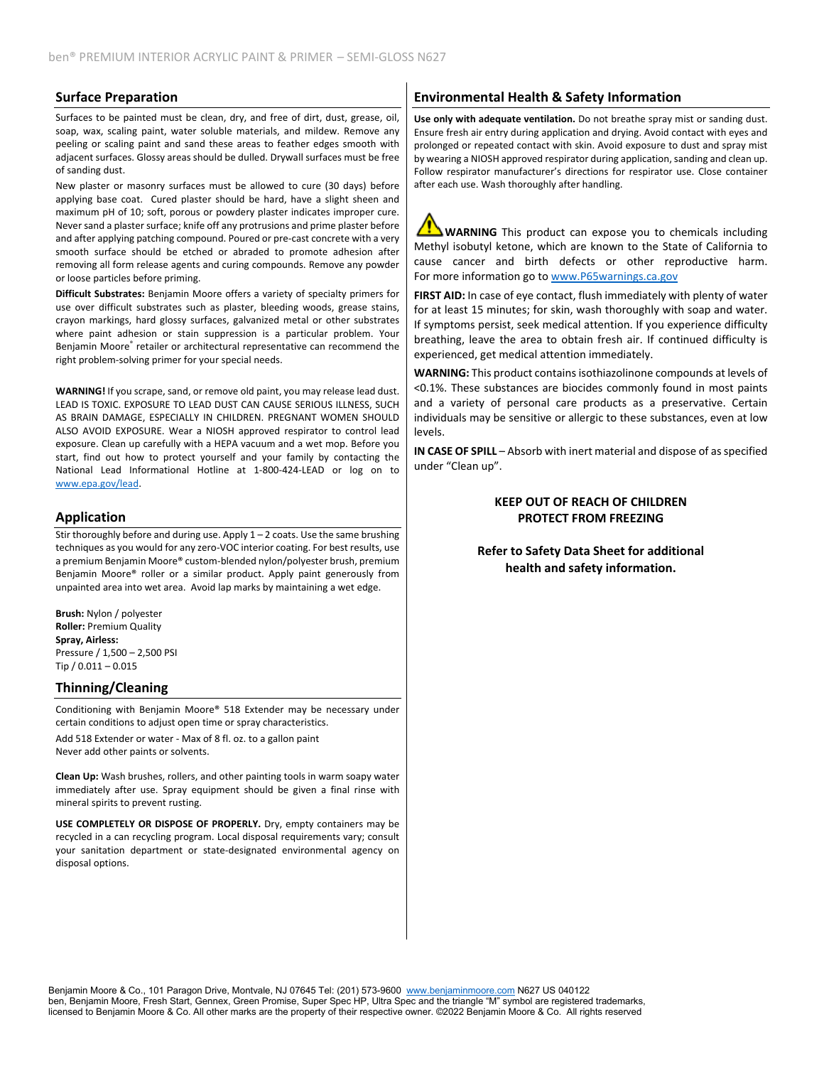## Surface Preparation

Surfaces to be painted must be clean, dry, and free of dirt, dust, grease, oil, soap, wax, scaling paint, water soluble materials, and mildew. Remove any peeling or scaling paint and sand these areas to feather edges smooth with adjacent surfaces. Glossy areas should be dulled. Drywall surfaces must be free of sanding dust.

New plaster or masonry surfaces must be allowed to cure (30 days) before applying base coat. Cured plaster should be hard, have a slight sheen and maximum pH of 10; soft, porous or powdery plaster indicates improper cure. Never sand a plaster surface; knife off any protrusions and prime plaster before and after applying patching compound. Poured or pre-cast concrete with a very smooth surface should be etched or abraded to promote adhesion after removing all form release agents and curing compounds. Remove any powder or loose particles before priming.

**Difficult Substrates:** Benjamin Moore offers a variety of specialty primers for use over difficult substrates such as plaster, bleeding woods, grease stains, crayon markings, hard glossy surfaces, galvanized metal or other substrates where paint adhesion or stain suppression is a particular problem. Your Benjamin Moore® retailer or architectural representative can recommend the right problem-solving primer for your special needs.

**WARNING!** If you scrape, sand, or remove old paint, you may release lead dust. LEAD IS TOXIC. EXPOSURE TO LEAD DUST CAN CAUSE SERIOUS ILLNESS, SUCH AS BRAIN DAMAGE, ESPECIALLY IN CHILDREN. PREGNANT WOMEN SHOULD ALSO AVOID EXPOSURE. Wear a NIOSH approved respirator to control lead exposure. Clean up carefully with a HEPA vacuum and a wet mop. Before you start, find out how to protect yourself and your family by contacting the National Lead Informational Hotline at 1-800-424-LEAD or log on to www.epa.gov/lead.

## Application

Stir thoroughly before and during use. Apply 1 – 2 coats. Use the same brushing techniques as you would for any zero-VOC interior coating. For best results, use a premium Benjamin Moore® custom-blended nylon/polyester brush, premium Benjamin Moore® roller or a similar product. Apply paint generously from unpainted area into wet area. Avoid lap marks by maintaining a wet edge.

**Brush:** Nylon / polyester
**Roller:** Premium Quality
**Spray, Airless:**
Pressure / 1,500 – 2,500 PSI
Tip / 0.011 – 0.015

## Thinning/Cleaning

Conditioning with Benjamin Moore® 518 Extender may be necessary under certain conditions to adjust open time or spray characteristics.

Add 518 Extender or water - Max of 8 fl. oz. to a gallon paint
Never add other paints or solvents.

**Clean Up:** Wash brushes, rollers, and other painting tools in warm soapy water immediately after use. Spray equipment should be given a final rinse with mineral spirits to prevent rusting.

**USE COMPLETELY OR DISPOSE OF PROPERLY.** Dry, empty containers may be recycled in a can recycling program. Local disposal requirements vary; consult your sanitation department or state-designated environmental agency on disposal options.

## Environmental Health & Safety Information

**Use only with adequate ventilation.** Do not breathe spray mist or sanding dust. Ensure fresh air entry during application and drying. Avoid contact with eyes and prolonged or repeated contact with skin. Avoid exposure to dust and spray mist by wearing a NIOSH approved respirator during application, sanding and clean up. Follow respirator manufacturer's directions for respirator use. Close container after each use. Wash thoroughly after handling.

**WARNING** This product can expose you to chemicals including Methyl isobutyl ketone, which are known to the State of California to cause cancer and birth defects or other reproductive harm. For more information go to www.P65warnings.ca.gov

**FIRST AID:** In case of eye contact, flush immediately with plenty of water for at least 15 minutes; for skin, wash thoroughly with soap and water. If symptoms persist, seek medical attention. If you experience difficulty breathing, leave the area to obtain fresh air. If continued difficulty is experienced, get medical attention immediately.

**WARNING:** This product contains isothiazolinone compounds at levels of <0.1%. These substances are biocides commonly found in most paints and a variety of personal care products as a preservative. Certain individuals may be sensitive or allergic to these substances, even at low levels.

**IN CASE OF SPILL** – Absorb with inert material and dispose of as specified under "Clean up".

**KEEP OUT OF REACH OF CHILDREN**
**PROTECT FROM FREEZING**

**Refer to Safety Data Sheet for additional health and safety information.**

Benjamin Moore & Co., 101 Paragon Drive, Montvale, NJ 07645 Tel: (201) 573-9600 www.benjaminmoore.com N627 US 040122
ben, Benjamin Moore, Fresh Start, Gennex, Green Promise, Super Spec HP, Ultra Spec and the triangle "M" symbol are registered trademarks, licensed to Benjamin Moore & Co. All other marks are the property of their respective owner. ©2022 Benjamin Moore & Co. All rights reserved